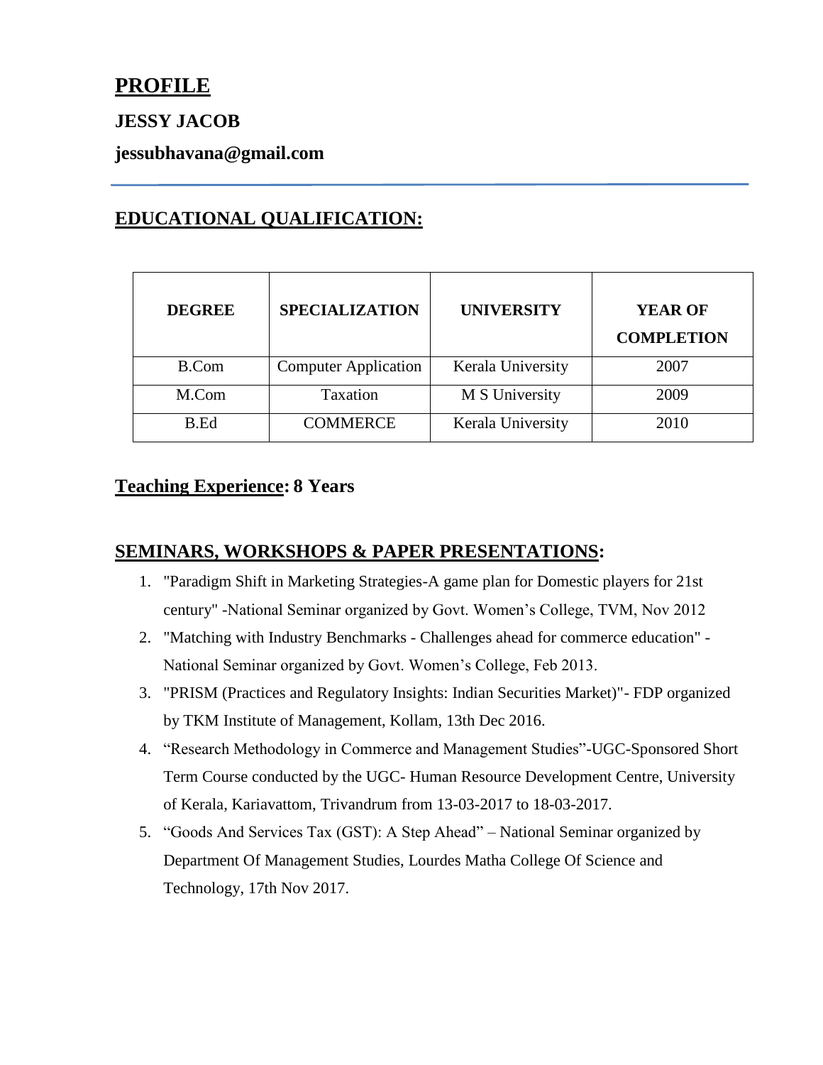# PROFILE

**JESSY JACOB**

**jessubhavana@gmail.com**

---

## EDUCATIONAL QUALIFICATION:

| DEGREE | SPECIALIZATION | UNIVERSITY | YEAR OF COMPLETION |
|---|---|---|---|
| B.Com | Computer Application | Kerala University | 2007 |
| M.Com | Taxation | M S University | 2009 |
| B.Ed | COMMERCE | Kerala University | 2010 |

## Teaching Experience: 8 Years

## SEMINARS, WORKSHOPS & PAPER PRESENTATIONS:

1. "Paradigm Shift in Marketing Strategies-A game plan for Domestic players for 21st century" -National Seminar organized by Govt. Women's College, TVM, Nov 2012
2. "Matching with Industry Benchmarks - Challenges ahead for commerce education" - National Seminar organized by Govt. Women's College, Feb 2013.
3. "PRISM (Practices and Regulatory Insights: Indian Securities Market)"- FDP organized by TKM Institute of Management, Kollam, 13th Dec 2016.
4. "Research Methodology in Commerce and Management Studies"-UGC-Sponsored Short Term Course conducted by the UGC- Human Resource Development Centre, University of Kerala, Kariavattom, Trivandrum from 13-03-2017 to 18-03-2017.
5. "Goods And Services Tax (GST): A Step Ahead" – National Seminar organized by Department Of Management Studies, Lourdes Matha College Of Science and Technology, 17th Nov 2017.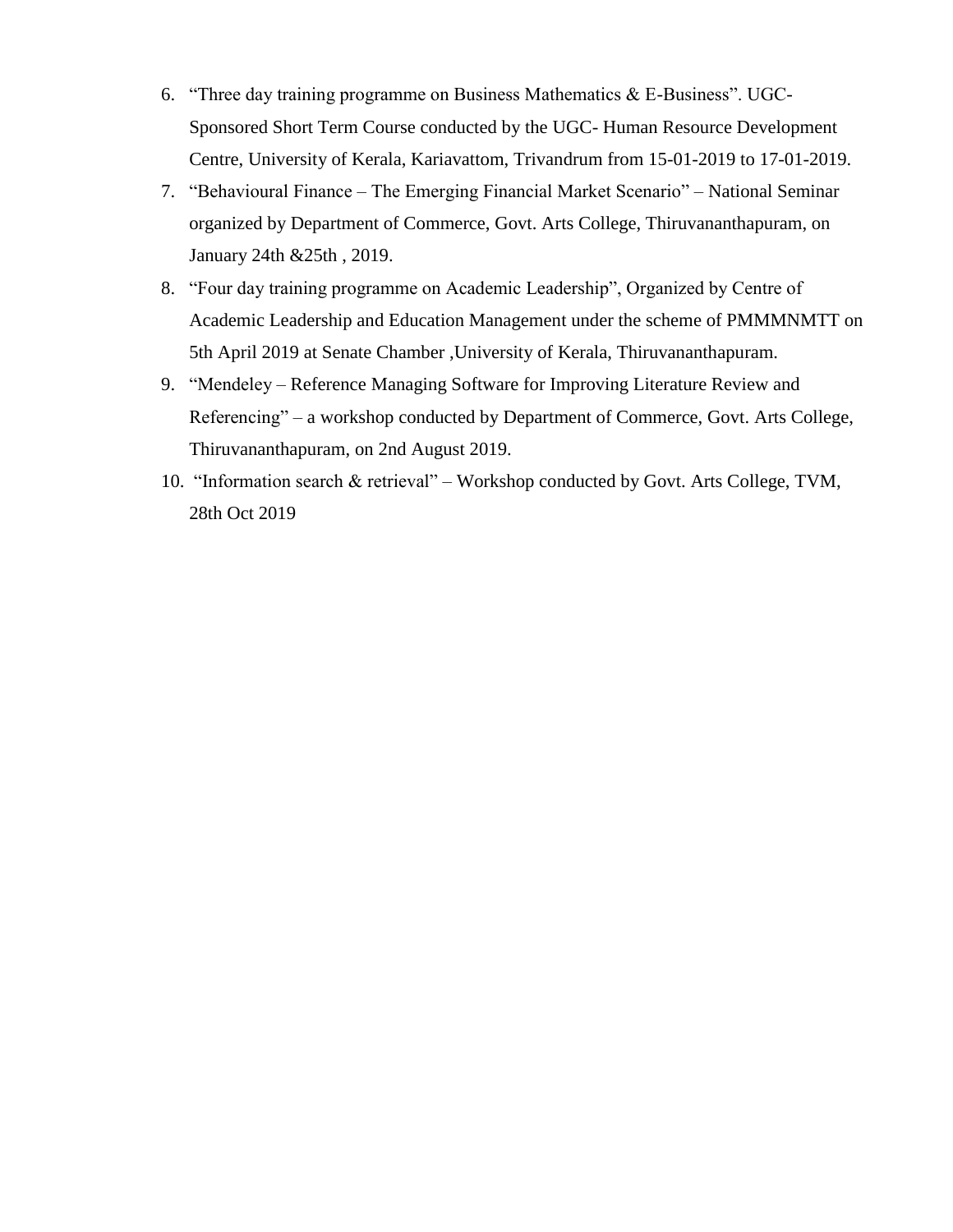6. "Three day training programme on Business Mathematics & E-Business". UGC-Sponsored Short Term Course conducted by the UGC- Human Resource Development Centre, University of Kerala, Kariavattom, Trivandrum from 15-01-2019 to 17-01-2019.
7. "Behavioural Finance – The Emerging Financial Market Scenario" – National Seminar organized by Department of Commerce, Govt. Arts College, Thiruvananthapuram, on January 24th &25th , 2019.
8. "Four day training programme on Academic Leadership", Organized by Centre of Academic Leadership and Education Management under the scheme of PMMMNMTT on 5th April 2019 at Senate Chamber ,University of Kerala, Thiruvananthapuram.
9. "Mendeley – Reference Managing Software for Improving Literature Review and Referencing" – a workshop conducted by Department of Commerce, Govt. Arts College, Thiruvananthapuram, on 2nd August 2019.
10. "Information search & retrieval" – Workshop conducted by Govt. Arts College, TVM, 28th Oct 2019